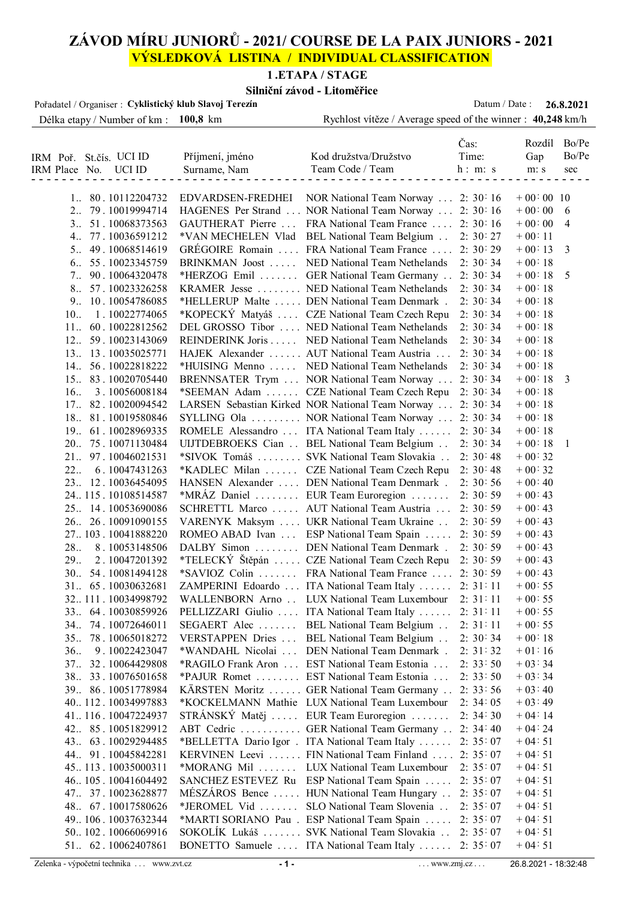# ZÁVOD MÍRU JUNIORŮ - 2021/ COURSE DE LA PAIX JUNIORS - 2021

## VÝSLEDKOVÁ LISTINA / INDIVIDUAL CLASSIFICATION

### 1 .ETAPA / STAGE

**Silniční závod - Litoměřice**

Pořadatel / Organiser : **Cyklistický klub Slavoj Terezín** — Datum / Date : **26.8.2021**

Délka etapy / Number of km : **100,8** km — Rychlost vítěze / Average speed of the winner : **40,248** km/h

| IRM | Poř. / Place | St.čís. / No. | UCI ID | Příjmení, jméno / Surname, Nam | Kod družstva/Družstvo / Team Code / Team | Čas: / Time: h : m: s | Rozdíl / Gap m: s | Bo/Pe / Bo/Pe sec |
|---|---|---|---|---|---|---|---|---|
| | 1.. | 80 | 10112204732 | EDVARDSEN-FREDHEI | NOR National Team Norway ... | 2: 30: 16 | + 00: 00 | 10 |
| | 2.. | 79 | 10019994714 | HAGENES Per Strand ... | NOR National Team Norway ... | 2: 30: 16 | + 00: 00 | 6 |
| | 3.. | 51 | 10068373563 | GAUTHERAT Pierre ... | FRA National Team France .... | 2: 30: 16 | + 00: 00 | 4 |
| | 4.. | 77 | 10036591212 | *VAN MECHELEN Vlad | BEL National Team Belgium .. | 2: 30: 27 | + 00: 11 | |
| | 5.. | 49 | 10068514619 | GRÉGOIRE Romain .... | FRA National Team France .... | 2: 30: 29 | + 00: 13 | 3 |
| | 6.. | 55 | 10023345759 | BRINKMAN Joost ..... | NED National Team Nethelands | 2: 30: 34 | + 00: 18 | |
| | 7.. | 90 | 10064320478 | *HERZOG Emil ....... | GER National Team Germany .. | 2: 30: 34 | + 00: 18 | 5 |
| | 8.. | 57 | 10023326258 | KRAMER Jesse ........ | NED National Team Nethelands | 2: 30: 34 | + 00: 18 | |
| | 9.. | 10 | 10054786085 | *HELLERUP Malte ..... | DEN National Team Denmark . | 2: 30: 34 | + 00: 18 | |
| | 10.. | 1 | 10022774065 | *KOPECKÝ Matyáš .... | CZE National Team Czech Repu | 2: 30: 34 | + 00: 18 | |
| | 11.. | 60 | 10022812562 | DEL GROSSO Tibor .... | NED National Team Nethelands | 2: 30: 34 | + 00: 18 | |
| | 12.. | 59 | 10023143069 | REINDERINK Joris ..... | NED National Team Nethelands | 2: 30: 34 | + 00: 18 | |
| | 13.. | 13 | 10035025771 | HAJEK Alexander ...... | AUT National Team Austria ... | 2: 30: 34 | + 00: 18 | |
| | 14.. | 56 | 10022818222 | *HUISING Menno ..... | NED National Team Nethelands | 2: 30: 34 | + 00: 18 | |
| | 15.. | 83 | 10020705440 | BRENNSATER Trym ... | NOR National Team Norway ... | 2: 30: 34 | + 00: 18 | 3 |
| | 16.. | 3 | 10056008184 | *SEEMAN Adam ...... | CZE National Team Czech Repu | 2: 30: 34 | + 00: 18 | |
| | 17.. | 82 | 10020094542 | LARSEN Sebastian Kirked | NOR National Team Norway ... | 2: 30: 34 | + 00: 18 | |
| | 18.. | 81 | 10019580846 | SYLLING Ola ......... | NOR National Team Norway ... | 2: 30: 34 | + 00: 18 | |
| | 19.. | 61 | 10028969335 | ROMELE Alessandro ... | ITA National Team Italy ...... | 2: 30: 34 | + 00: 18 | |
| | 20.. | 75 | 10071130484 | UIJTDEBROEKS Cian .. | BEL National Team Belgium .. | 2: 30: 34 | + 00: 18 | 1 |
| | 21.. | 97 | 10046021531 | *SIVOK Tomáš ........ | SVK National Team Slovakia .. | 2: 30: 48 | + 00: 32 | |
| | 22.. | 6 | 10047431263 | *KADLEC Milan ...... | CZE National Team Czech Repu | 2: 30: 48 | + 00: 32 | |
| | 23.. | 12 | 10036454095 | HANSEN Alexander .... | DEN National Team Denmark . | 2: 30: 56 | + 00: 40 | |
| | 24.. | 115 | 10108514587 | *MRÁZ Daniel ........ | EUR Team Euroregion ....... | 2: 30: 59 | + 00: 43 | |
| | 25.. | 14 | 10053690086 | SCHRETTL Marco ..... | AUT National Team Austria ... | 2: 30: 59 | + 00: 43 | |
| | 26.. | 26 | 10091090155 | VARENYK Maksym .... | UKR National Team Ukraine .. | 2: 30: 59 | + 00: 43 | |
| | 27.. | 103 | 10041888220 | ROMEO ABAD Ivan ... | ESP National Team Spain ..... | 2: 30: 59 | + 00: 43 | |
| | 28.. | 8 | 10053148506 | DALBY Simon ........ | DEN National Team Denmark . | 2: 30: 59 | + 00: 43 | |
| | 29.. | 2 | 10047201392 | *TELECKÝ Štěpán ..... | CZE National Team Czech Repu | 2: 30: 59 | + 00: 43 | |
| | 30.. | 54 | 10081494128 | *SAVIOZ Colin ....... | FRA National Team France .... | 2: 30: 59 | + 00: 43 | |
| | 31.. | 65 | 10030632681 | ZAMPERINI Edoardo ... | ITA National Team Italy ...... | 2: 31: 11 | + 00: 55 | |
| | 32.. | 111 | 10034998792 | WALLENBORN Arno .. | LUX National Team Luxembour | 2: 31: 11 | + 00: 55 | |
| | 33.. | 64 | 10030859926 | PELLIZZARI Giulio .... | ITA National Team Italy ...... | 2: 31: 11 | + 00: 55 | |
| | 34.. | 74 | 10072646011 | SEGAERT Alec ....... | BEL National Team Belgium .. | 2: 31: 11 | + 00: 55 | |
| | 35.. | 78 | 10065018272 | VERSTAPPEN Dries ... | BEL National Team Belgium .. | 2: 30: 34 | + 00: 18 | |
| | 36.. | 9 | 10022423047 | *WANDAHL Nicolai ... | DEN National Team Denmark . | 2: 31: 32 | + 01: 16 | |
| | 37.. | 32 | 10064429808 | *RAGILO Frank Aron ... | EST National Team Estonia ... | 2: 33: 50 | + 03: 34 | |
| | 38.. | 33 | 10076501658 | *PAJUR Romet ........ | EST National Team Estonia ... | 2: 33: 50 | + 03: 34 | |
| | 39.. | 86 | 10051778984 | KÄRSTEN Moritz ...... | GER National Team Germany .. | 2: 33: 56 | + 03: 40 | |
| | 40.. | 112 | 10034997883 | *KOCKELMANN Mathie | LUX National Team Luxembour | 2: 34: 05 | + 03: 49 | |
| | 41.. | 116 | 10047224937 | STRÁNSKÝ Matěj ..... | EUR Team Euroregion ....... | 2: 34: 30 | + 04: 14 | |
| | 42.. | 85 | 10051829912 | ABT Cedric ........... | GER National Team Germany .. | 2: 34: 40 | + 04: 24 | |
| | 43.. | 63 | 10029294485 | *BELLETTA Dario Igor . | ITA National Team Italy ...... | 2: 35: 07 | + 04: 51 | |
| | 44.. | 91 | 10045842281 | KERVINEN Leevi ...... | FIN National Team Finland .... | 2: 35: 07 | + 04: 51 | |
| | 45.. | 113 | 10035000311 | *MORANG Mil ....... | LUX National Team Luxembour | 2: 35: 07 | + 04: 51 | |
| | 46.. | 105 | 10041604492 | SANCHEZ ESTEVEZ Ru | ESP National Team Spain ..... | 2: 35: 07 | + 04: 51 | |
| | 47.. | 37 | 10023628877 | MÉSZÁROS Bence ..... | HUN National Team Hungary .. | 2: 35: 07 | + 04: 51 | |
| | 48.. | 67 | 10017580626 | *JEROMEL Vid ....... | SLO National Team Slovenia .. | 2: 35: 07 | + 04: 51 | |
| | 49.. | 106 | 10037632344 | *MARTI SORIANO Pau . | ESP National Team Spain ..... | 2: 35: 07 | + 04: 51 | |
| | 50.. | 102 | 10066069916 | SOKOLÍK Lukáš ....... | SVK National Team Slovakia .. | 2: 35: 07 | + 04: 51 | |
| | 51.. | 62 | 10062407861 | BONETTO Samuele .... | ITA National Team Italy ...... | 2: 35: 07 | + 04: 51 | |

Zelenka - výpočetní technika ... www.zvt.cz — ... www.zmj.cz ... — 26.8.2021 - 18:32:48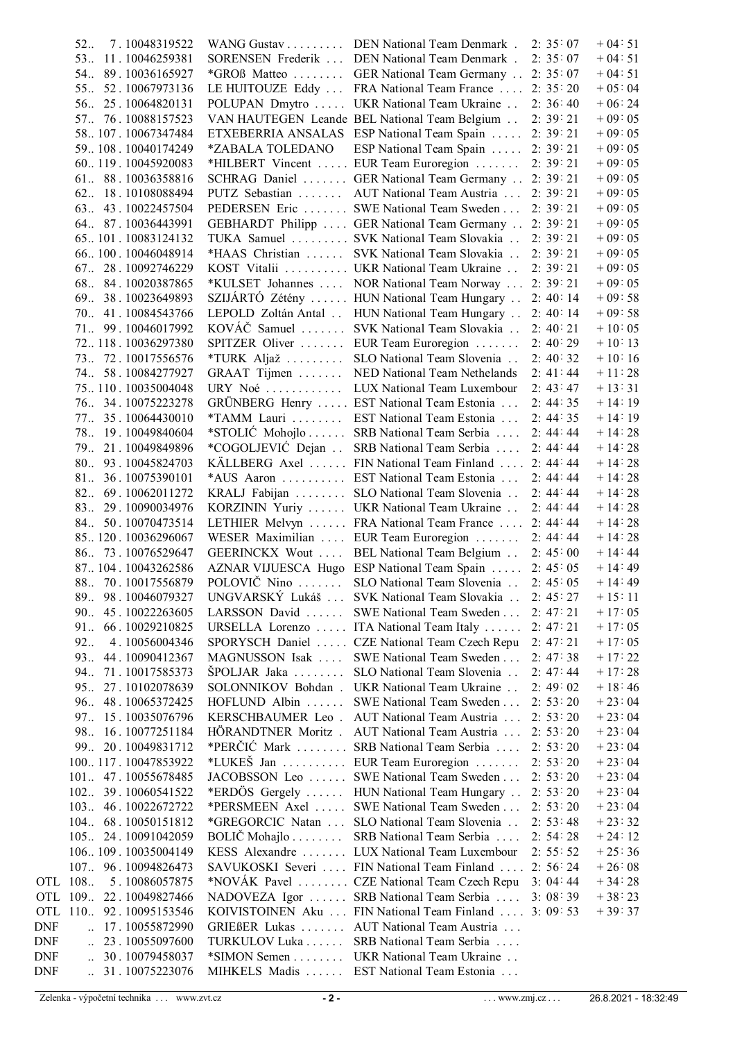| | Pos. | Bib | UCI ID | Name | Team | Time | Gap |
|---|---|---|---|---|---|---|---|
| | 52.. | 7 | 10048319522 | WANG Gustav | DEN National Team Denmark | 2: 35: 07 | + 04: 51 |
| | 53.. | 11 | 10046259381 | SORENSEN Frederik | DEN National Team Denmark | 2: 35: 07 | + 04: 51 |
| | 54.. | 89 | 10036165927 | *GROß Matteo | GER National Team Germany | 2: 35: 07 | + 04: 51 |
| | 55.. | 52 | 10067973136 | LE HUITOUZE Eddy | FRA National Team France | 2: 35: 20 | + 05: 04 |
| | 56.. | 25 | 10064820131 | POLUPAN Dmytro | UKR National Team Ukraine | 2: 36: 40 | + 06: 24 |
| | 57.. | 76 | 10088157523 | VAN HAUTEGEN Leande | BEL National Team Belgium | 2: 39: 21 | + 09: 05 |
| | 58.. | 107 | 10067347484 | ETXEBERRIA ANSALAS | ESP National Team Spain | 2: 39: 21 | + 09: 05 |
| | 59.. | 108 | 10040174249 | *ZABALA TOLEDANO | ESP National Team Spain | 2: 39: 21 | + 09: 05 |
| | 60.. | 119 | 10045920083 | *HILBERT Vincent | EUR Team Euroregion | 2: 39: 21 | + 09: 05 |
| | 61.. | 88 | 10036358816 | SCHRAG Daniel | GER National Team Germany | 2: 39: 21 | + 09: 05 |
| | 62.. | 18 | 10108088494 | PUTZ Sebastian | AUT National Team Austria | 2: 39: 21 | + 09: 05 |
| | 63.. | 43 | 10022457504 | PEDERSEN Eric | SWE National Team Sweden | 2: 39: 21 | + 09: 05 |
| | 64.. | 87 | 10036443991 | GEBHARDT Philipp | GER National Team Germany | 2: 39: 21 | + 09: 05 |
| | 65.. | 101 | 10083124132 | TUKA Samuel | SVK National Team Slovakia | 2: 39: 21 | + 09: 05 |
| | 66.. | 100 | 10046048914 | *HAAS Christian | SVK National Team Slovakia | 2: 39: 21 | + 09: 05 |
| | 67.. | 28 | 10092746229 | KOST Vitalii | UKR National Team Ukraine | 2: 39: 21 | + 09: 05 |
| | 68.. | 84 | 10020387865 | *KULSET Johannes | NOR National Team Norway | 2: 39: 21 | + 09: 05 |
| | 69.. | 38 | 10023649893 | SZIJÁRTÓ Zétény | HUN National Team Hungary | 2: 40: 14 | + 09: 58 |
| | 70.. | 41 | 10084543766 | LEPOLD Zoltán Antal | HUN National Team Hungary | 2: 40: 14 | + 09: 58 |
| | 71.. | 99 | 10046017992 | KOVÁČ Samuel | SVK National Team Slovakia | 2: 40: 21 | + 10: 05 |
| | 72.. | 118 | 10036297380 | SPITZER Oliver | EUR Team Euroregion | 2: 40: 29 | + 10: 13 |
| | 73.. | 72 | 10017556576 | *TURK Aljaž | SLO National Team Slovenia | 2: 40: 32 | + 10: 16 |
| | 74.. | 58 | 10084277927 | GRAAT Tijmen | NED National Team Nethelands | 2: 41: 44 | + 11: 28 |
| | 75.. | 110 | 10035004048 | URY Noé | LUX National Team Luxembour | 2: 43: 47 | + 13: 31 |
| | 76.. | 34 | 10075223278 | GRÜNBERG Henry | EST National Team Estonia | 2: 44: 35 | + 14: 19 |
| | 77.. | 35 | 10064430010 | *TAMM Lauri | EST National Team Estonia | 2: 44: 35 | + 14: 19 |
| | 78.. | 19 | 10049840604 | *STOLIĆ Mohojlo | SRB National Team Serbia | 2: 44: 44 | + 14: 28 |
| | 79.. | 21 | 10049849896 | *COGOLJEVIĆ Dejan | SRB National Team Serbia | 2: 44: 44 | + 14: 28 |
| | 80.. | 93 | 10045824703 | KÄLLBERG Axel | FIN National Team Finland | 2: 44: 44 | + 14: 28 |
| | 81.. | 36 | 10075390101 | *AUS Aaron | EST National Team Estonia | 2: 44: 44 | + 14: 28 |
| | 82.. | 69 | 10062011272 | KRALJ Fabijan | SLO National Team Slovenia | 2: 44: 44 | + 14: 28 |
| | 83.. | 29 | 10090034976 | KORZININ Yuriy | UKR National Team Ukraine | 2: 44: 44 | + 14: 28 |
| | 84.. | 50 | 10070473514 | LETHIER Melvyn | FRA National Team France | 2: 44: 44 | + 14: 28 |
| | 85.. | 120 | 10036296067 | WESER Maximilian | EUR Team Euroregion | 2: 44: 44 | + 14: 28 |
| | 86.. | 73 | 10076529647 | GEERINCKX Wout | BEL National Team Belgium | 2: 45: 00 | + 14: 44 |
| | 87.. | 104 | 10043262586 | AZNAR VIJUESCA Hugo | ESP National Team Spain | 2: 45: 05 | + 14: 49 |
| | 88.. | 70 | 10017556879 | POLOVIČ Nino | SLO National Team Slovenia | 2: 45: 05 | + 14: 49 |
| | 89.. | 98 | 10046079327 | UNGVARSKÝ Lukáš | SVK National Team Slovakia | 2: 45: 27 | + 15: 11 |
| | 90.. | 45 | 10022263605 | LARSSON David | SWE National Team Sweden | 2: 47: 21 | + 17: 05 |
| | 91.. | 66 | 10029210825 | URSELLA Lorenzo | ITA National Team Italy | 2: 47: 21 | + 17: 05 |
| | 92.. | 4 | 10056004346 | SPORYSCH Daniel | CZE National Team Czech Repu | 2: 47: 21 | + 17: 05 |
| | 93.. | 44 | 10090412367 | MAGNUSSON Isak | SWE National Team Sweden | 2: 47: 38 | + 17: 22 |
| | 94.. | 71 | 10017585373 | ŠPOLJAR Jaka | SLO National Team Slovenia | 2: 47: 44 | + 17: 28 |
| | 95.. | 27 | 10102078639 | SOLONNIKOV Bohdan | UKR National Team Ukraine | 2: 49: 02 | + 18: 46 |
| | 96.. | 48 | 10065372425 | HOFLUND Albin | SWE National Team Sweden | 2: 53: 20 | + 23: 04 |
| | 97.. | 15 | 10035076796 | KERSCHBAUMER Leo | AUT National Team Austria | 2: 53: 20 | + 23: 04 |
| | 98.. | 16 | 10077251184 | HÖRANDTNER Moritz | AUT National Team Austria | 2: 53: 20 | + 23: 04 |
| | 99.. | 20 | 10049831712 | *PERČIĆ Mark | SRB National Team Serbia | 2: 53: 20 | + 23: 04 |
| | 100.. | 117 | 10047853922 | *LUKEŠ Jan | EUR Team Euroregion | 2: 53: 20 | + 23: 04 |
| | 101.. | 47 | 10055678485 | JACOBSSON Leo | SWE National Team Sweden | 2: 53: 20 | + 23: 04 |
| | 102.. | 39 | 10060541522 | *ERDÖS Gergely | HUN National Team Hungary | 2: 53: 20 | + 23: 04 |
| | 103.. | 46 | 10022672722 | *PERSMEEN Axel | SWE National Team Sweden | 2: 53: 20 | + 23: 04 |
| | 104.. | 68 | 10050151812 | *GREGORCIC Natan | SLO National Team Slovenia | 2: 53: 48 | + 23: 32 |
| | 105.. | 24 | 10091042059 | BOLIČ Mohajlo | SRB National Team Serbia | 2: 54: 28 | + 24: 12 |
| | 106.. | 109 | 10035004149 | KESS Alexandre | LUX National Team Luxembour | 2: 55: 52 | + 25: 36 |
| | 107.. | 96 | 10094826473 | SAVUKOSKI Severi | FIN National Team Finland | 2: 56: 24 | + 26: 08 |
| OTL | 108.. | 5 | 10086057875 | *NOVÁK Pavel | CZE National Team Czech Repu | 3: 04: 44 | + 34: 28 |
| OTL | 109.. | 22 | 10049827466 | NADOVEZA Igor | SRB National Team Serbia | 3: 08: 39 | + 38: 23 |
| OTL | 110.. | 92 | 10095153546 | KOIVISTOINEN Aku | FIN National Team Finland | 3: 09: 53 | + 39: 37 |
| DNF | .. | 17 | 10055872990 | GRIEßER Lukas | AUT National Team Austria | | |
| DNF | .. | 23 | 10055097600 | TURKULOV Luka | SRB National Team Serbia | | |
| DNF | .. | 30 | 10079458037 | *SIMON Semen | UKR National Team Ukraine | | |
| DNF | .. | 31 | 10075223076 | MIHKELS Madis | EST National Team Estonia | | |

Zelenka - výpočetní technika ... www.zvt.cz ... www.zmj.cz ... 26.8.2021 - 18:32:49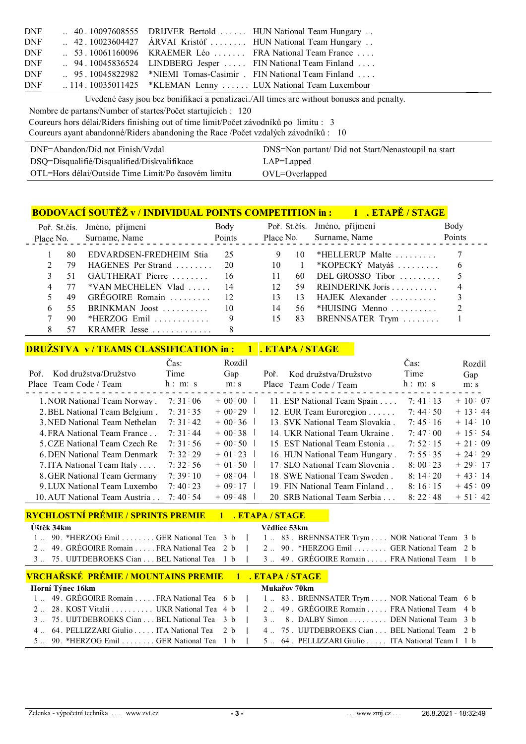| | | | | |
|---|---|---|---|---|
| DNF | .. 40 . 10097608555 | DRIJVER Bertold ...... | HUN National Team Hungary .. | |
| DNF | .. 42 . 10023604427 | ÁRVAI Kristóf ........ | HUN National Team Hungary .. | |
| DNF | .. 53 . 10061160096 | KRAEMER Léo ........ | FRA National Team France .... | |
| DNF | .. 94 . 10045836524 | LINDBERG Jesper ..... | FIN National Team Finland .... | |
| DNF | .. 95 . 10045822982 | *NIEMI Tomas-Casimir . | FIN National Team Finland .... | |
| DNF | .. 114 . 10035011425 | *KLEMAN Lenny ...... | LUX National Team Luxembour | |

Uvedené časy jsou bez bonifikací a penalizací./All times are without bonuses and penalty.

Nombre de partans/Number of startes/Počet startujících : 120
Coureurs hors délai/Riders finishing out of time limit/Počet závodníků po limitu : 3
Coureurs ayant abandonné/Riders abandoning the Race /Počet vzdalých závodníků : 10

| | |
|---|---|
| DNF=Abandon/Did not Finish/Vzdal | DNS=Non partant/ Did not Start/Nenastoupil na start |
| DSQ=Disqualifié/Disqualified/Diskvalifikace | LAP=Lapped |
| OTL=Hors délai/Outside Time Limit/Po časovém limitu | OVL=Overlapped |

## BODOVACÍ SOUTĚŽ v / INDIVIDUAL POINTS COMPETITION in : 1 . ETAPĚ / STAGE

| Poř. Place | St.čís. No. | Jméno, příjmení Surname, Name | Body Points | Poř. Place | St.čís. No. | Jméno, příjmení Surname, Name | Body Points |
|---|---|---|---|---|---|---|---|
| 1 | 80 | EDVARDSEN-FREDHEIM Stia | 25 | 9 | 10 | *HELLERUP Malte ......... | 7 |
| 2 | 79 | HAGENES Per Strand ........ | 20 | 10 | 1 | *KOPECKÝ Matyáš ......... | 6 |
| 3 | 51 | GAUTHERAT Pierre ........ | 16 | 11 | 60 | DEL GROSSO Tibor ......... | 5 |
| 4 | 77 | *VAN MECHELEN Vlad ..... | 14 | 12 | 59 | REINDERINK Joris .......... | 4 |
| 5 | 49 | GRÉGOIRE Romain ......... | 12 | 13 | 13 | HAJEK Alexander .......... | 3 |
| 6 | 55 | BRINKMAN Joost .......... | 10 | 14 | 56 | *HUISING Menno .......... | 2 |
| 7 | 90 | *HERZOG Emil ............ | 9 | 15 | 83 | BRENNSATER Trym ........ | 1 |
| 8 | 57 | KRAMER Jesse ............. | 8 | | | | |

## DRUŽSTVA v / TEAMS CLASSIFICATION in : 1 . ETAPA / STAGE

| Poř. Place | Kod družstva/Družstvo Team Code / Team | Čas: Time h : m: s | Rozdíl Gap m: s | Poř. Place | Kod družstva/Družstvo Team Code / Team | Čas: Time h : m: s | Rozdíl Gap m: s |
|---|---|---|---|---|---|---|---|
| 1. | NOR National Team Norway . | 7: 31 : 06 | + 00 : 00 | 11. | ESP National Team Spain .... | 7: 41 : 13 | + 10 : 07 |
| 2. | BEL National Team Belgium . | 7: 31 : 35 | + 00 : 29 | 12. | EUR Team Euroregion ...... | 7: 44 : 50 | + 13 : 44 |
| 3. | NED National Team Nethelan | 7: 31 : 42 | + 00 : 36 | 13. | SVK National Team Slovakia . | 7: 45 : 16 | + 14 : 10 |
| 4. | FRA National Team France . . | 7: 31 : 44 | + 00 : 38 | 14. | UKR National Team Ukraine . | 7: 47 : 00 | + 15 : 54 |
| 5. | CZE National Team Czech Re | 7: 31 : 56 | + 00 : 50 | 15. | EST National Team Estonia . . | 7: 52 : 15 | + 21 : 09 |
| 6. | DEN National Team Denmark | 7: 32 : 29 | + 01 : 23 | 16. | HUN National Team Hungary . | 7: 55 : 35 | + 24 : 29 |
| 7. | ITA National Team Italy .... | 7: 32 : 56 | + 01 : 50 | 17. | SLO National Team Slovenia . | 8: 00 : 23 | + 29 : 17 |
| 8. | GER National Team Germany | 7: 39 : 10 | + 08 : 04 | 18. | SWE National Team Sweden . | 8: 14 : 20 | + 43 : 14 |
| 9. | LUX National Team Luxembo | 7: 40 : 23 | + 09 : 17 | 19. | FIN National Team Finland . . | 8: 16 : 15 | + 45 : 09 |
| 10. | AUT National Team Austria . . | 7: 40 : 54 | + 09 : 48 | 20. | SRB National Team Serbia . . . | 8: 22 : 48 | + 51 : 42 |

## RYCHLOSTNÍ PRÉMIE / SPRINTS PREMIE 1 . ETAPA / STAGE

**Úštěk 34km**

| | | | | |
|---|---|---|---|---|
| 1 .. | 90 . *HERZOG Emil ........ | GER National Tea | 3 b | |
| 2 .. | 49 . GRÉGOIRE Romain ..... | FRA National Tea | 2 b | |
| 3 .. | 75 . UIJTDEBROEKS Cian ... | BEL National Tea | 1 b | |

**Vědlice 53km**

| | | | |
|---|---|---|---|
| 1 .. | 83 . BRENNSATER Trym .... | NOR National Team | 3 b |
| 2 .. | 90 . *HERZOG Emil ........ | GER National Team | 2 b |
| 3 .. | 49 . GRÉGOIRE Romain ..... | FRA National Team | 1 b |

## VRCHAŘSKÉ PRÉMIE / MOUNTAINS PREMIE 1 . ETAPA / STAGE

**Horní Týnec 16km**

| | | | |
|---|---|---|---|
| 1 .. | 49 . GRÉGOIRE Romain ..... | FRA National Tea | 6 b |
| 2 .. | 28 . KOST Vitalii .......... | UKR National Tea | 4 b |
| 3 .. | 75 . UIJTDEBROEKS Cian ... | BEL National Tea | 3 b |
| 4 .. | 64 . PELLIZZARI Giulio ..... | ITA National Tea | 2 b |
| 5 .. | 90 . *HERZOG Emil ........ | GER National Tea | 1 b |

**Mukařov 70km**

| | | | |
|---|---|---|---|
| 1 .. | 83 . BRENNSATER Trym .... | NOR National Team | 6 b |
| 2 .. | 49 . GRÉGOIRE Romain ..... | FRA National Team | 4 b |
| 3 .. | 8 . DALBY Simon ......... | DEN National Team | 3 b |
| 4 .. | 75 . UIJTDEBROEKS Cian ... | BEL National Team | 2 b |
| 5 .. | 64 . PELLIZZARI Giulio ..... | ITA National Team I | 1 b |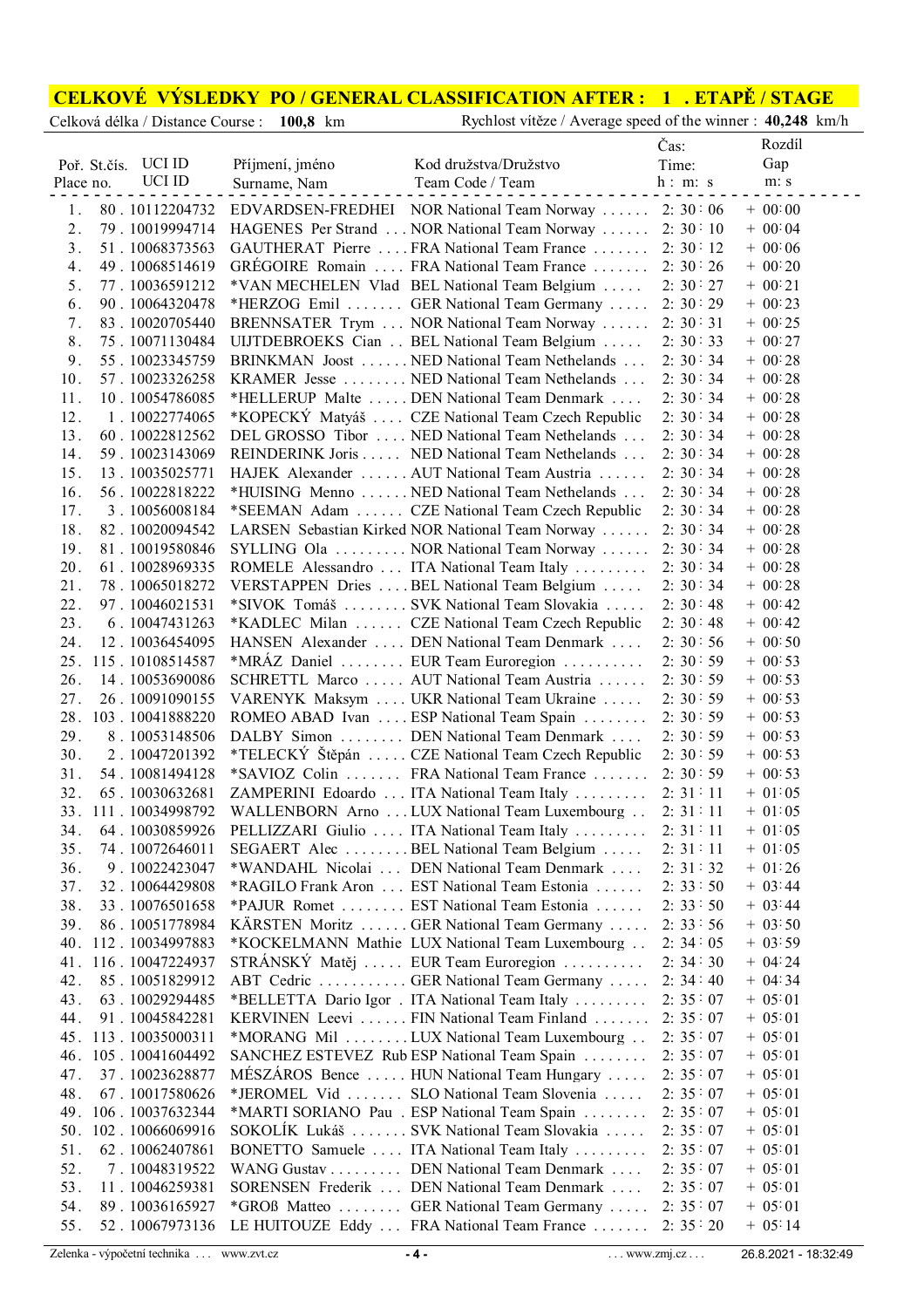# CELKOVÉ VÝSLEDKY PO / GENERAL CLASSIFICATION AFTER : 1 . ETAPĚ / STAGE

Celková délka / Distance Course : **100,8** km — Rychlost vítěze / Average speed of the winner : **40,248** km/h

| Poř. Place | St.čís. no. | UCI ID | Příjmení, jméno / Surname, Nam | Kod družstva/Družstvo / Team Code / Team | Čas: Time: h : m: s | Rozdíl Gap m: s |
|---|---|---|---|---|---|---|
| 1. | 80 | 10112204732 | EDVARDSEN-FREDHEI | NOR National Team Norway | 2: 30: 06 | + 00: 00 |
| 2. | 79 | 10019994714 | HAGENES Per Strand | NOR National Team Norway | 2: 30: 10 | + 00: 04 |
| 3. | 51 | 10068373563 | GAUTHERAT Pierre | FRA National Team France | 2: 30: 12 | + 00: 06 |
| 4. | 49 | 10068514619 | GRÉGOIRE Romain | FRA National Team France | 2: 30: 26 | + 00: 20 |
| 5. | 77 | 10036591212 | *VAN MECHELEN Vlad | BEL National Team Belgium | 2: 30: 27 | + 00: 21 |
| 6. | 90 | 10064320478 | *HERZOG Emil | GER National Team Germany | 2: 30: 29 | + 00: 23 |
| 7. | 83 | 10020705440 | BRENNSATER Trym | NOR National Team Norway | 2: 30: 31 | + 00: 25 |
| 8. | 75 | 10071130484 | UIJTDEBROEKS Cian | BEL National Team Belgium | 2: 30: 33 | + 00: 27 |
| 9. | 55 | 10023345759 | BRINKMAN Joost | NED National Team Nethelands | 2: 30: 34 | + 00: 28 |
| 10. | 57 | 10023326258 | KRAMER Jesse | NED National Team Nethelands | 2: 30: 34 | + 00: 28 |
| 11. | 10 | 10054786085 | *HELLERUP Malte | DEN National Team Denmark | 2: 30: 34 | + 00: 28 |
| 12. | 1 | 10022774065 | *KOPECKÝ Matyáš | CZE National Team Czech Republic | 2: 30: 34 | + 00: 28 |
| 13. | 60 | 10022812562 | DEL GROSSO Tibor | NED National Team Nethelands | 2: 30: 34 | + 00: 28 |
| 14. | 59 | 10023143069 | REINDERINK Joris | NED National Team Nethelands | 2: 30: 34 | + 00: 28 |
| 15. | 13 | 10035025771 | HAJEK Alexander | AUT National Team Austria | 2: 30: 34 | + 00: 28 |
| 16. | 56 | 10022818222 | *HUISING Menno | NED National Team Nethelands | 2: 30: 34 | + 00: 28 |
| 17. | 3 | 10056008184 | *SEEMAN Adam | CZE National Team Czech Republic | 2: 30: 34 | + 00: 28 |
| 18. | 82 | 10020094542 | LARSEN Sebastian Kirked | NOR National Team Norway | 2: 30: 34 | + 00: 28 |
| 19. | 81 | 10019580846 | SYLLING Ola | NOR National Team Norway | 2: 30: 34 | + 00: 28 |
| 20. | 61 | 10028969335 | ROMELE Alessandro | ITA National Team Italy | 2: 30: 34 | + 00: 28 |
| 21. | 78 | 10065018272 | VERSTAPPEN Dries | BEL National Team Belgium | 2: 30: 34 | + 00: 28 |
| 22. | 97 | 10046021531 | *SIVOK Tomáš | SVK National Team Slovakia | 2: 30: 48 | + 00: 42 |
| 23. | 6 | 10047431263 | *KADLEC Milan | CZE National Team Czech Republic | 2: 30: 48 | + 00: 42 |
| 24. | 12 | 10036454095 | HANSEN Alexander | DEN National Team Denmark | 2: 30: 56 | + 00: 50 |
| 25. | 115 | 10108514587 | *MRÁZ Daniel | EUR Team Euroregion | 2: 30: 59 | + 00: 53 |
| 26. | 14 | 10053690086 | SCHRETTL Marco | AUT National Team Austria | 2: 30: 59 | + 00: 53 |
| 27. | 26 | 10091090155 | VARENYK Maksym | UKR National Team Ukraine | 2: 30: 59 | + 00: 53 |
| 28. | 103 | 10041888220 | ROMEO ABAD Ivan | ESP National Team Spain | 2: 30: 59 | + 00: 53 |
| 29. | 8 | 10053148506 | DALBY Simon | DEN National Team Denmark | 2: 30: 59 | + 00: 53 |
| 30. | 2 | 10047201392 | *TELECKÝ Štěpán | CZE National Team Czech Republic | 2: 30: 59 | + 00: 53 |
| 31. | 54 | 10081494128 | *SAVIOZ Colin | FRA National Team France | 2: 30: 59 | + 00: 53 |
| 32. | 65 | 10030632681 | ZAMPERINI Edoardo | ITA National Team Italy | 2: 31: 11 | + 01: 05 |
| 33. | 111 | 10034998792 | WALLENBORN Arno | LUX National Team Luxembourg | 2: 31: 11 | + 01: 05 |
| 34. | 64 | 10030859926 | PELLIZZARI Giulio | ITA National Team Italy | 2: 31: 11 | + 01: 05 |
| 35. | 74 | 10072646011 | SEGAERT Alec | BEL National Team Belgium | 2: 31: 11 | + 01: 05 |
| 36. | 9 | 10022423047 | *WANDAHL Nicolai | DEN National Team Denmark | 2: 31: 32 | + 01: 26 |
| 37. | 32 | 10064429808 | *RAGILO Frank Aron | EST National Team Estonia | 2: 33: 50 | + 03: 44 |
| 38. | 33 | 10076501658 | *PAJUR Romet | EST National Team Estonia | 2: 33: 50 | + 03: 44 |
| 39. | 86 | 10051778984 | KÄRSTEN Moritz | GER National Team Germany | 2: 33: 56 | + 03: 50 |
| 40. | 112 | 10034997883 | *KOCKELMANN Mathie | LUX National Team Luxembourg | 2: 34: 05 | + 03: 59 |
| 41. | 116 | 10047224937 | STRÁNSKÝ Matěj | EUR Team Euroregion | 2: 34: 30 | + 04: 24 |
| 42. | 85 | 10051829912 | ABT Cedric | GER National Team Germany | 2: 34: 40 | + 04: 34 |
| 43. | 63 | 10029294485 | *BELLETTA Dario Igor | ITA National Team Italy | 2: 35: 07 | + 05: 01 |
| 44. | 91 | 10045842281 | KERVINEN Leevi | FIN National Team Finland | 2: 35: 07 | + 05: 01 |
| 45. | 113 | 10035000311 | *MORANG Mil | LUX National Team Luxembourg | 2: 35: 07 | + 05: 01 |
| 46. | 105 | 10041604492 | SANCHEZ ESTEVEZ Rub | ESP National Team Spain | 2: 35: 07 | + 05: 01 |
| 47. | 37 | 10023628877 | MÉSZÁROS Bence | HUN National Team Hungary | 2: 35: 07 | + 05: 01 |
| 48. | 67 | 10017580626 | *JEROMEL Vid | SLO National Team Slovenia | 2: 35: 07 | + 05: 01 |
| 49. | 106 | 10037632344 | *MARTI SORIANO Pau | ESP National Team Spain | 2: 35: 07 | + 05: 01 |
| 50. | 102 | 10066069916 | SOKOLÍK Lukáš | SVK National Team Slovakia | 2: 35: 07 | + 05: 01 |
| 51. | 62 | 10062407861 | BONETTO Samuele | ITA National Team Italy | 2: 35: 07 | + 05: 01 |
| 52. | 7 | 10048319522 | WANG Gustav | DEN National Team Denmark | 2: 35: 07 | + 05: 01 |
| 53. | 11 | 10046259381 | SORENSEN Frederik | DEN National Team Denmark | 2: 35: 07 | + 05: 01 |
| 54. | 89 | 10036165927 | *GROß Matteo | GER National Team Germany | 2: 35: 07 | + 05: 01 |
| 55. | 52 | 10067973136 | LE HUITOUZE Eddy | FRA National Team France | 2: 35: 20 | + 05: 14 |

Zelenka - výpočetní technika . . . www.zvt.cz — . . . www.zmj.cz . . . — 26.8.2021 - 18:32:49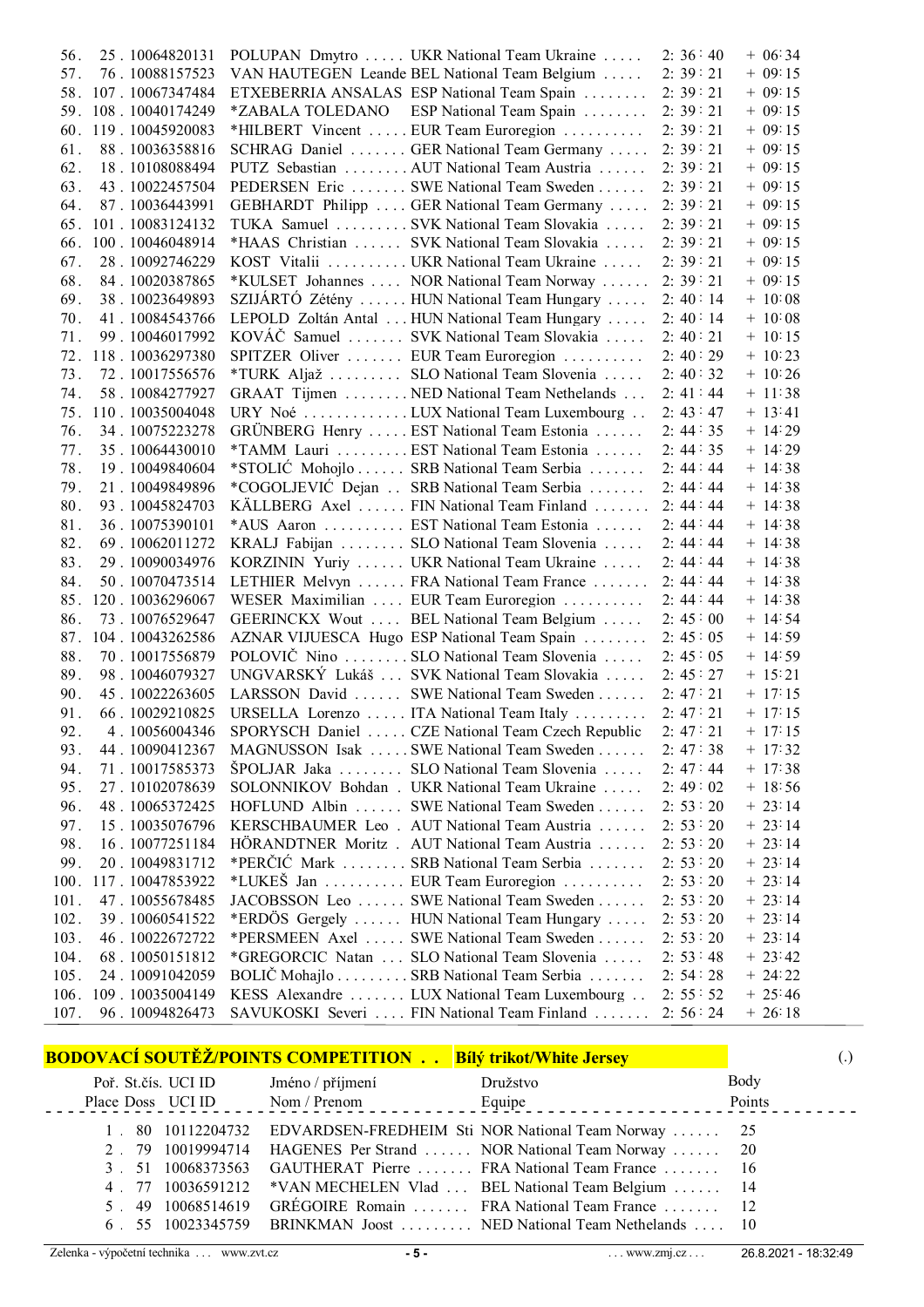| | | | | | |
|---|---|---|---|---|---|
| 56. | 25 . 10064820131 | POLUPAN Dmytro | UKR National Team Ukraine | 2: 36: 40 | + 06: 34 |
| 57. | 76 . 10088157523 | VAN HAUTEGEN Leande | BEL National Team Belgium | 2: 39: 21 | + 09: 15 |
| 58. | 107 . 10067347484 | ETXEBERRIA ANSALAS | ESP National Team Spain | 2: 39: 21 | + 09: 15 |
| 59. | 108 . 10040174249 | *ZABALA TOLEDANO | ESP National Team Spain | 2: 39: 21 | + 09: 15 |
| 60. | 119 . 10045920083 | *HILBERT Vincent | EUR Team Euroregion | 2: 39: 21 | + 09: 15 |
| 61. | 88 . 10036358816 | SCHRAG Daniel | GER National Team Germany | 2: 39: 21 | + 09: 15 |
| 62. | 18 . 10108088494 | PUTZ Sebastian | AUT National Team Austria | 2: 39: 21 | + 09: 15 |
| 63. | 43 . 10022457504 | PEDERSEN Eric | SWE National Team Sweden | 2: 39: 21 | + 09: 15 |
| 64. | 87 . 10036443991 | GEBHARDT Philipp | GER National Team Germany | 2: 39: 21 | + 09: 15 |
| 65. | 101 . 10083124132 | TUKA Samuel | SVK National Team Slovakia | 2: 39: 21 | + 09: 15 |
| 66. | 100 . 10046048914 | *HAAS Christian | SVK National Team Slovakia | 2: 39: 21 | + 09: 15 |
| 67. | 28 . 10092746229 | KOST Vitalii | UKR National Team Ukraine | 2: 39: 21 | + 09: 15 |
| 68. | 84 . 10020387865 | *KULSET Johannes | NOR National Team Norway | 2: 39: 21 | + 09: 15 |
| 69. | 38 . 10023649893 | SZIJÁRTÓ Zétény | HUN National Team Hungary | 2: 40: 14 | + 10: 08 |
| 70. | 41 . 10084543766 | LEPOLD Zoltán Antal | HUN National Team Hungary | 2: 40: 14 | + 10: 08 |
| 71. | 99 . 10046017992 | KOVÁČ Samuel | SVK National Team Slovakia | 2: 40: 21 | + 10: 15 |
| 72. | 118 . 10036297380 | SPITZER Oliver | EUR Team Euroregion | 2: 40: 29 | + 10: 23 |
| 73. | 72 . 10017556576 | *TURK Aljaž | SLO National Team Slovenia | 2: 40: 32 | + 10: 26 |
| 74. | 58 . 10084277927 | GRAAT Tijmen | NED National Team Nethelands | 2: 41: 44 | + 11: 38 |
| 75. | 110 . 10035004048 | URY Noé | LUX National Team Luxembourg | 2: 43: 47 | + 13: 41 |
| 76. | 34 . 10075223278 | GRÜNBERG Henry | EST National Team Estonia | 2: 44: 35 | + 14: 29 |
| 77. | 35 . 10064430010 | *TAMM Lauri | EST National Team Estonia | 2: 44: 35 | + 14: 29 |
| 78. | 19 . 10049840604 | *STOLIĆ Mohojlo | SRB National Team Serbia | 2: 44: 44 | + 14: 38 |
| 79. | 21 . 10049849896 | *COGOLJEVIĆ Dejan | SRB National Team Serbia | 2: 44: 44 | + 14: 38 |
| 80. | 93 . 10045824703 | KÄLLBERG Axel | FIN National Team Finland | 2: 44: 44 | + 14: 38 |
| 81. | 36 . 10075390101 | *AUS Aaron | EST National Team Estonia | 2: 44: 44 | + 14: 38 |
| 82. | 69 . 10062011272 | KRALJ Fabijan | SLO National Team Slovenia | 2: 44: 44 | + 14: 38 |
| 83. | 29 . 10090034976 | KORZININ Yuriy | UKR National Team Ukraine | 2: 44: 44 | + 14: 38 |
| 84. | 50 . 10070473514 | LETHIER Melvyn | FRA National Team France | 2: 44: 44 | + 14: 38 |
| 85. | 120 . 10036296067 | WESER Maximilian | EUR Team Euroregion | 2: 44: 44 | + 14: 38 |
| 86. | 73 . 10076529647 | GEERINCKX Wout | BEL National Team Belgium | 2: 45: 00 | + 14: 54 |
| 87. | 104 . 10043262586 | AZNAR VIJUESCA Hugo | ESP National Team Spain | 2: 45: 05 | + 14: 59 |
| 88. | 70 . 10017556879 | POLOVIČ Nino | SLO National Team Slovenia | 2: 45: 05 | + 14: 59 |
| 89. | 98 . 10046079327 | UNGVARSKÝ Lukáš | SVK National Team Slovakia | 2: 45: 27 | + 15: 21 |
| 90. | 45 . 10022263605 | LARSSON David | SWE National Team Sweden | 2: 47: 21 | + 17: 15 |
| 91. | 66 . 10029210825 | URSELLA Lorenzo | ITA National Team Italy | 2: 47: 21 | + 17: 15 |
| 92. | 4 . 10056004346 | SPORYSCH Daniel | CZE National Team Czech Republic | 2: 47: 21 | + 17: 15 |
| 93. | 44 . 10090412367 | MAGNUSSON Isak | SWE National Team Sweden | 2: 47: 38 | + 17: 32 |
| 94. | 71 . 10017585373 | ŠPOLJAR Jaka | SLO National Team Slovenia | 2: 47: 44 | + 17: 38 |
| 95. | 27 . 10102078639 | SOLONNIKOV Bohdan | UKR National Team Ukraine | 2: 49: 02 | + 18: 56 |
| 96. | 48 . 10065372425 | HOFLUND Albin | SWE National Team Sweden | 2: 53: 20 | + 23: 14 |
| 97. | 15 . 10035076796 | KERSCHBAUMER Leo | AUT National Team Austria | 2: 53: 20 | + 23: 14 |
| 98. | 16 . 10077251184 | HÖRANDTNER Moritz | AUT National Team Austria | 2: 53: 20 | + 23: 14 |
| 99. | 20 . 10049831712 | *PERČIĆ Mark | SRB National Team Serbia | 2: 53: 20 | + 23: 14 |
| 100. | 117 . 10047853922 | *LUKEŠ Jan | EUR Team Euroregion | 2: 53: 20 | + 23: 14 |
| 101. | 47 . 10055678485 | JACOBSSON Leo | SWE National Team Sweden | 2: 53: 20 | + 23: 14 |
| 102. | 39 . 10060541522 | *ERDÖS Gergely | HUN National Team Hungary | 2: 53: 20 | + 23: 14 |
| 103. | 46 . 10022672722 | *PERSMEEN Axel | SWE National Team Sweden | 2: 53: 20 | + 23: 14 |
| 104. | 68 . 10050151812 | *GREGORCIC Natan | SLO National Team Slovenia | 2: 53: 48 | + 23: 42 |
| 105. | 24 . 10091042059 | BOLIČ Mohajlo | SRB National Team Serbia | 2: 54: 28 | + 24: 22 |
| 106. | 109 . 10035004149 | KESS Alexandre | LUX National Team Luxembourg | 2: 55: 52 | + 25: 46 |
| 107. | 96 . 10094826473 | SAVUKOSKI Severi | FIN National Team Finland | 2: 56: 24 | + 26: 18 |

## BODOVACÍ SOUTĚŽ/POINTS COMPETITION . . Bílý trikot/White Jersey (.)

| Poř. Place | St.čís. Doss | UCI ID | Jméno / příjmení Nom / Prenom | Družstvo Equipe | Body Points |
|---|---|---|---|---|---|
| 1 . | 80 | 10112204732 | EDVARDSEN-FREDHEIM Sti | NOR National Team Norway | 25 |
| 2 . | 79 | 10019994714 | HAGENES Per Strand | NOR National Team Norway | 20 |
| 3 . | 51 | 10068373563 | GAUTHERAT Pierre | FRA National Team France | 16 |
| 4 . | 77 | 10036591212 | *VAN MECHELEN Vlad | BEL National Team Belgium | 14 |
| 5 . | 49 | 10068514619 | GRÉGOIRE Romain | FRA National Team France | 12 |
| 6 . | 55 | 10023345759 | BRINKMAN Joost | NED National Team Nethelands | 10 |

Zelenka - výpočetní technika ... www.zvt.cz ... www.zmj.cz ... 26.8.2021 - 18:32:49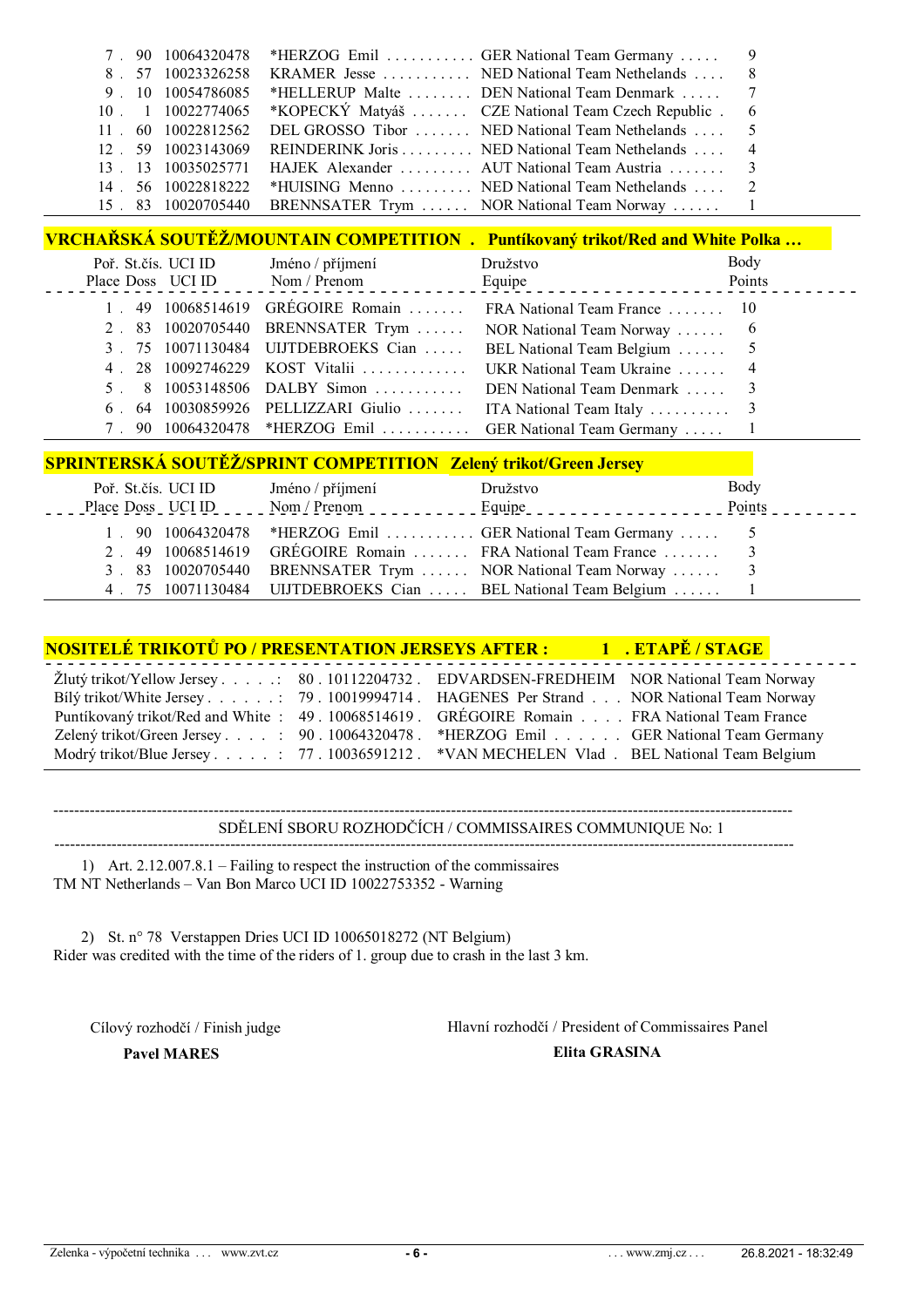| | | | | | |
|---|---|---|---|---|---|
| 7 . | 90 | 10064320478 | *HERZOG Emil | GER National Team Germany | 9 |
| 8 . | 57 | 10023326258 | KRAMER Jesse | NED National Team Nethelands | 8 |
| 9 . | 10 | 10054786085 | *HELLERUP Malte | DEN National Team Denmark | 7 |
| 10 . | 1 | 10022774065 | *KOPECKÝ Matyáš | CZE National Team Czech Republic | 6 |
| 11 . | 60 | 10022812562 | DEL GROSSO Tibor | NED National Team Nethelands | 5 |
| 12 . | 59 | 10023143069 | REINDERINK Joris | NED National Team Nethelands | 4 |
| 13 . | 13 | 10035025771 | HAJEK Alexander | AUT National Team Austria | 3 |
| 14 . | 56 | 10022818222 | *HUISING Menno | NED National Team Nethelands | 2 |
| 15 . | 83 | 10020705440 | BRENNSATER Trym | NOR National Team Norway | 1 |

## VRCHAŘSKÁ SOUTĚŽ/MOUNTAIN COMPETITION . Puntíkovaný trikot/Red and White Polka …

| Poř. Place | St.čís. Doss | UCI ID UCI ID | Jméno / příjmení Nom / Prenom | Družstvo Equipe | Body Points |
|---|---|---|---|---|---|
| 1 . | 49 | 10068514619 | GRÉGOIRE Romain | FRA National Team France | 10 |
| 2 . | 83 | 10020705440 | BRENNSATER Trym | NOR National Team Norway | 6 |
| 3 . | 75 | 10071130484 | UIJTDEBROEKS Cian | BEL National Team Belgium | 5 |
| 4 . | 28 | 10092746229 | KOST Vitalii | UKR National Team Ukraine | 4 |
| 5 . | 8 | 10053148506 | DALBY Simon | DEN National Team Denmark | 3 |
| 6 . | 64 | 10030859926 | PELLIZZARI Giulio | ITA National Team Italy | 3 |
| 7 . | 90 | 10064320478 | *HERZOG Emil | GER National Team Germany | 1 |

## SPRINTERSKÁ SOUTĚŽ/SPRINT COMPETITION Zelený trikot/Green Jersey

| Poř. Place | St.čís. Doss | UCI ID UCI ID | Jméno / příjmení Nom / Prenom | Družstvo Equipe | Body Points |
|---|---|---|---|---|---|
| 1 . | 90 | 10064320478 | *HERZOG Emil | GER National Team Germany | 5 |
| 2 . | 49 | 10068514619 | GRÉGOIRE Romain | FRA National Team France | 3 |
| 3 . | 83 | 10020705440 | BRENNSATER Trym | NOR National Team Norway | 3 |
| 4 . | 75 | 10071130484 | UIJTDEBROEKS Cian | BEL National Team Belgium | 1 |

## NOSITELÉ TRIKOTŮ PO / PRESENTATION JERSEYS AFTER : 1 . ETAPĚ / STAGE

| | | | |
|---|---|---|---|
| Žlutý trikot/Yellow Jersey | 80 . 10112204732 | EDVARDSEN-FREDHEIM | NOR National Team Norway |
| Bílý trikot/White Jersey | 79 . 10019994714 | HAGENES Per Strand | NOR National Team Norway |
| Puntíkovaný trikot/Red and White | 49 . 10068514619 | GRÉGOIRE Romain | FRA National Team France |
| Zelený trikot/Green Jersey | 90 . 10064320478 | *HERZOG Emil | GER National Team Germany |
| Modrý trikot/Blue Jersey | 77 . 10036591212 | *VAN MECHELEN Vlad | BEL National Team Belgium |

SDĚLENÍ SBORU ROZHODČÍCH / COMMISSAIRES COMMUNIQUE No: 1

1) Art. 2.12.007.8.1 – Failing to respect the instruction of the commissaires
TM NT Netherlands – Van Bon Marco UCI ID 10022753352 - Warning

2) St. n° 78 Verstappen Dries UCI ID 10065018272 (NT Belgium)
Rider was credited with the time of the riders of 1. group due to crash in the last 3 km.

Cílový rozhodčí / Finish judge
**Pavel MARES**

Hlavní rozhodčí / President of Commissaires Panel
**Elita GRASINA**